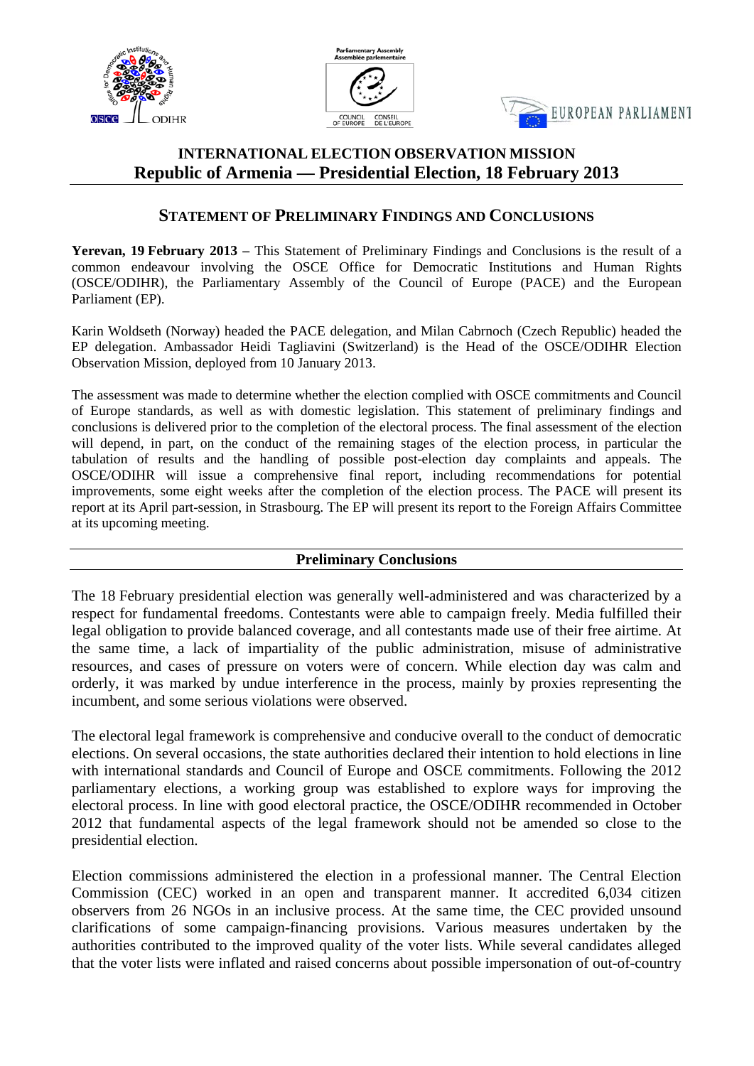# INTERNATIONAL ELECTION OBSERVATION MISSION
## Republic of Armenia — Presidential Election, 18 February 2013

## STATEMENT OF PRELIMINARY FINDINGS AND CONCLUSIONS

**Yerevan, 19 February 2013 –** This Statement of Preliminary Findings and Conclusions is the result of a common endeavour involving the OSCE Office for Democratic Institutions and Human Rights (OSCE/ODIHR), the Parliamentary Assembly of the Council of Europe (PACE) and the European Parliament (EP).

Karin Woldseth (Norway) headed the PACE delegation, and Milan Cabrnoch (Czech Republic) headed the EP delegation. Ambassador Heidi Tagliavini (Switzerland) is the Head of the OSCE/ODIHR Election Observation Mission, deployed from 10 January 2013.

The assessment was made to determine whether the election complied with OSCE commitments and Council of Europe standards, as well as with domestic legislation. This statement of preliminary findings and conclusions is delivered prior to the completion of the electoral process. The final assessment of the election will depend, in part, on the conduct of the remaining stages of the election process, in particular the tabulation of results and the handling of possible post-election day complaints and appeals. The OSCE/ODIHR will issue a comprehensive final report, including recommendations for potential improvements, some eight weeks after the completion of the election process. The PACE will present its report at its April part-session, in Strasbourg. The EP will present its report to the Foreign Affairs Committee at its upcoming meeting.

## Preliminary Conclusions

The 18 February presidential election was generally well-administered and was characterized by a respect for fundamental freedoms. Contestants were able to campaign freely. Media fulfilled their legal obligation to provide balanced coverage, and all contestants made use of their free airtime. At the same time, a lack of impartiality of the public administration, misuse of administrative resources, and cases of pressure on voters were of concern. While election day was calm and orderly, it was marked by undue interference in the process, mainly by proxies representing the incumbent, and some serious violations were observed.

The electoral legal framework is comprehensive and conducive overall to the conduct of democratic elections. On several occasions, the state authorities declared their intention to hold elections in line with international standards and Council of Europe and OSCE commitments. Following the 2012 parliamentary elections, a working group was established to explore ways for improving the electoral process. In line with good electoral practice, the OSCE/ODIHR recommended in October 2012 that fundamental aspects of the legal framework should not be amended so close to the presidential election.

Election commissions administered the election in a professional manner. The Central Election Commission (CEC) worked in an open and transparent manner. It accredited 6,034 citizen observers from 26 NGOs in an inclusive process. At the same time, the CEC provided unsound clarifications of some campaign-financing provisions. Various measures undertaken by the authorities contributed to the improved quality of the voter lists. While several candidates alleged that the voter lists were inflated and raised concerns about possible impersonation of out-of-country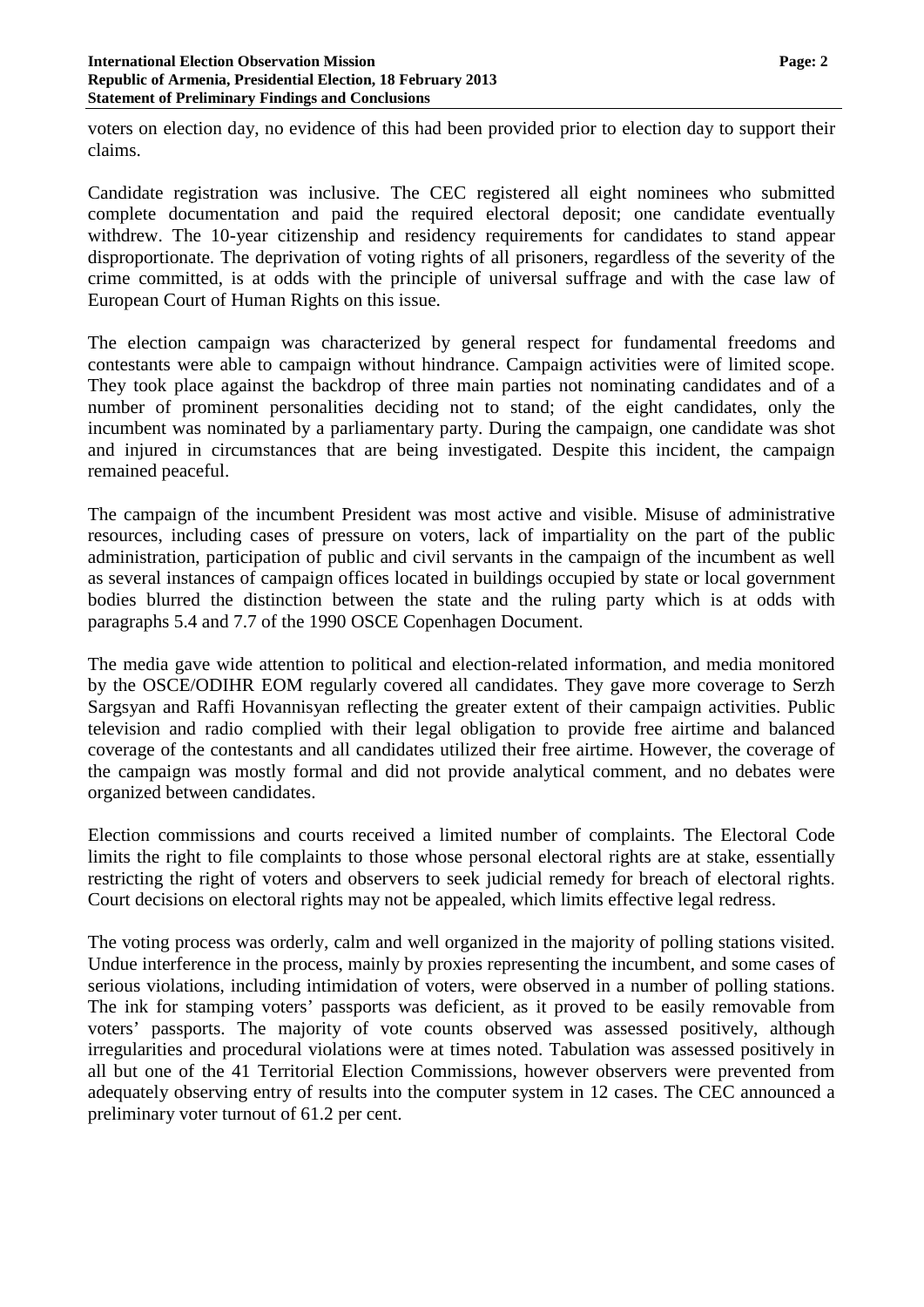voters on election day, no evidence of this had been provided prior to election day to support their claims.

Candidate registration was inclusive. The CEC registered all eight nominees who submitted complete documentation and paid the required electoral deposit; one candidate eventually withdrew. The 10-year citizenship and residency requirements for candidates to stand appear disproportionate. The deprivation of voting rights of all prisoners, regardless of the severity of the crime committed, is at odds with the principle of universal suffrage and with the case law of European Court of Human Rights on this issue.

The election campaign was characterized by general respect for fundamental freedoms and contestants were able to campaign without hindrance. Campaign activities were of limited scope. They took place against the backdrop of three main parties not nominating candidates and of a number of prominent personalities deciding not to stand; of the eight candidates, only the incumbent was nominated by a parliamentary party. During the campaign, one candidate was shot and injured in circumstances that are being investigated. Despite this incident, the campaign remained peaceful.

The campaign of the incumbent President was most active and visible. Misuse of administrative resources, including cases of pressure on voters, lack of impartiality on the part of the public administration, participation of public and civil servants in the campaign of the incumbent as well as several instances of campaign offices located in buildings occupied by state or local government bodies blurred the distinction between the state and the ruling party which is at odds with paragraphs 5.4 and 7.7 of the 1990 OSCE Copenhagen Document.

The media gave wide attention to political and election-related information, and media monitored by the OSCE/ODIHR EOM regularly covered all candidates. They gave more coverage to Serzh Sargsyan and Raffi Hovannisyan reflecting the greater extent of their campaign activities. Public television and radio complied with their legal obligation to provide free airtime and balanced coverage of the contestants and all candidates utilized their free airtime. However, the coverage of the campaign was mostly formal and did not provide analytical comment, and no debates were organized between candidates.

Election commissions and courts received a limited number of complaints. The Electoral Code limits the right to file complaints to those whose personal electoral rights are at stake, essentially restricting the right of voters and observers to seek judicial remedy for breach of electoral rights. Court decisions on electoral rights may not be appealed, which limits effective legal redress.

The voting process was orderly, calm and well organized in the majority of polling stations visited. Undue interference in the process, mainly by proxies representing the incumbent, and some cases of serious violations, including intimidation of voters, were observed in a number of polling stations. The ink for stamping voters' passports was deficient, as it proved to be easily removable from voters' passports. The majority of vote counts observed was assessed positively, although irregularities and procedural violations were at times noted. Tabulation was assessed positively in all but one of the 41 Territorial Election Commissions, however observers were prevented from adequately observing entry of results into the computer system in 12 cases. The CEC announced a preliminary voter turnout of 61.2 per cent.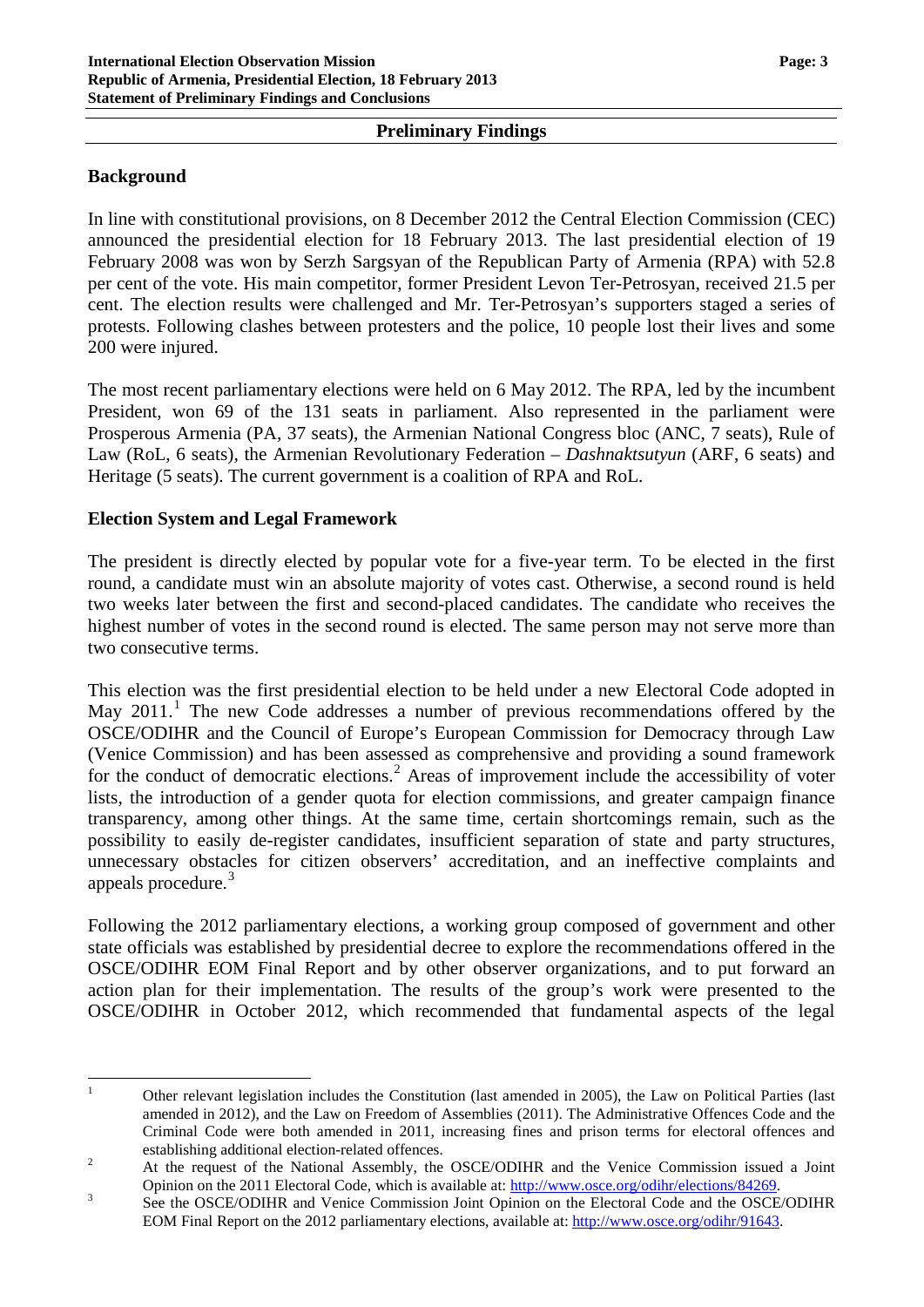## Preliminary Findings

### Background

In line with constitutional provisions, on 8 December 2012 the Central Election Commission (CEC) announced the presidential election for 18 February 2013. The last presidential election of 19 February 2008 was won by Serzh Sargsyan of the Republican Party of Armenia (RPA) with 52.8 per cent of the vote. His main competitor, former President Levon Ter-Petrosyan, received 21.5 per cent. The election results were challenged and Mr. Ter-Petrosyan's supporters staged a series of protests. Following clashes between protesters and the police, 10 people lost their lives and some 200 were injured.

The most recent parliamentary elections were held on 6 May 2012. The RPA, led by the incumbent President, won 69 of the 131 seats in parliament. Also represented in the parliament were Prosperous Armenia (PA, 37 seats), the Armenian National Congress bloc (ANC, 7 seats), Rule of Law (RoL, 6 seats), the Armenian Revolutionary Federation – *Dashnaktsutyun* (ARF, 6 seats) and Heritage (5 seats). The current government is a coalition of RPA and RoL.

### Election System and Legal Framework

The president is directly elected by popular vote for a five-year term. To be elected in the first round, a candidate must win an absolute majority of votes cast. Otherwise, a second round is held two weeks later between the first and second-placed candidates. The candidate who receives the highest number of votes in the second round is elected. The same person may not serve more than two consecutive terms.

This election was the first presidential election to be held under a new Electoral Code adopted in May 2011.[1] The new Code addresses a number of previous recommendations offered by the OSCE/ODIHR and the Council of Europe's European Commission for Democracy through Law (Venice Commission) and has been assessed as comprehensive and providing a sound framework for the conduct of democratic elections.[2] Areas of improvement include the accessibility of voter lists, the introduction of a gender quota for election commissions, and greater campaign finance transparency, among other things. At the same time, certain shortcomings remain, such as the possibility to easily de-register candidates, insufficient separation of state and party structures, unnecessary obstacles for citizen observers' accreditation, and an ineffective complaints and appeals procedure.[3]

Following the 2012 parliamentary elections, a working group composed of government and other state officials was established by presidential decree to explore the recommendations offered in the OSCE/ODIHR EOM Final Report and by other observer organizations, and to put forward an action plan for their implementation. The results of the group's work were presented to the OSCE/ODIHR in October 2012, which recommended that fundamental aspects of the legal

---

[1] Other relevant legislation includes the Constitution (last amended in 2005), the Law on Political Parties (last amended in 2012), and the Law on Freedom of Assemblies (2011). The Administrative Offences Code and the Criminal Code were both amended in 2011, increasing fines and prison terms for electoral offences and establishing additional election-related offences.

[2] At the request of the National Assembly, the OSCE/ODIHR and the Venice Commission issued a Joint Opinion on the 2011 Electoral Code, which is available at: http://www.osce.org/odihr/elections/84269.

[3] See the OSCE/ODIHR and Venice Commission Joint Opinion on the Electoral Code and the OSCE/ODIHR EOM Final Report on the 2012 parliamentary elections, available at: http://www.osce.org/odihr/91643.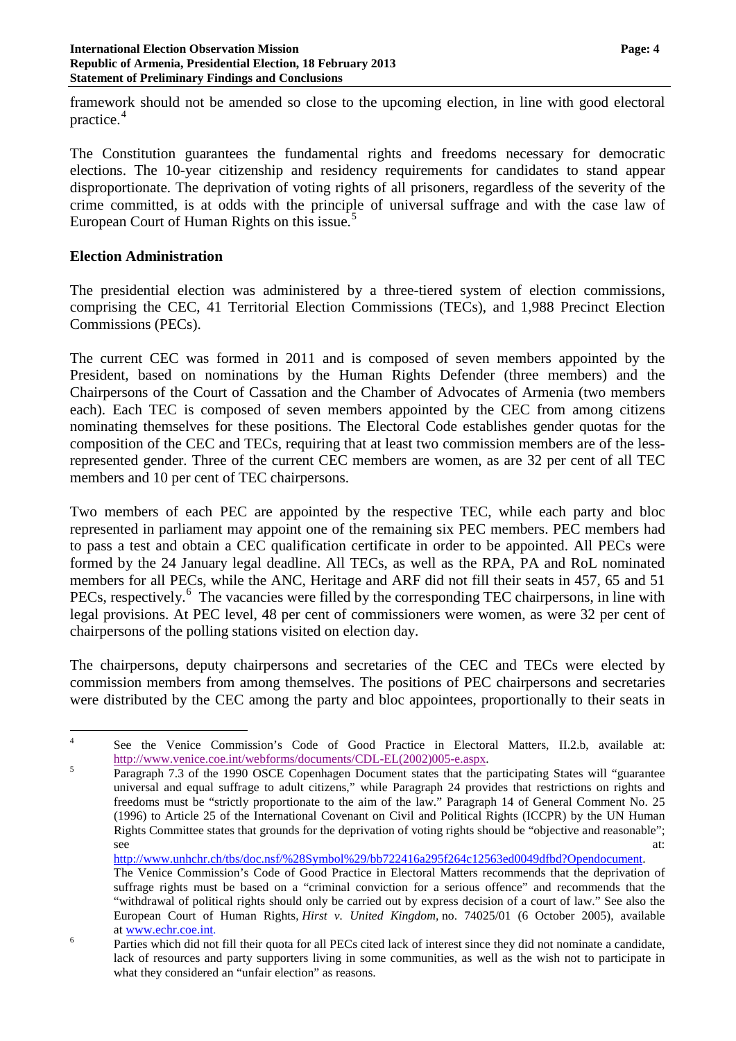framework should not be amended so close to the upcoming election, in line with good electoral practice.[4]

The Constitution guarantees the fundamental rights and freedoms necessary for democratic elections. The 10-year citizenship and residency requirements for candidates to stand appear disproportionate. The deprivation of voting rights of all prisoners, regardless of the severity of the crime committed, is at odds with the principle of universal suffrage and with the case law of European Court of Human Rights on this issue.[5]

## Election Administration

The presidential election was administered by a three-tiered system of election commissions, comprising the CEC, 41 Territorial Election Commissions (TECs), and 1,988 Precinct Election Commissions (PECs).

The current CEC was formed in 2011 and is composed of seven members appointed by the President, based on nominations by the Human Rights Defender (three members) and the Chairpersons of the Court of Cassation and the Chamber of Advocates of Armenia (two members each). Each TEC is composed of seven members appointed by the CEC from among citizens nominating themselves for these positions. The Electoral Code establishes gender quotas for the composition of the CEC and TECs, requiring that at least two commission members are of the less-represented gender. Three of the current CEC members are women, as are 32 per cent of all TEC members and 10 per cent of TEC chairpersons.

Two members of each PEC are appointed by the respective TEC, while each party and bloc represented in parliament may appoint one of the remaining six PEC members. PEC members had to pass a test and obtain a CEC qualification certificate in order to be appointed. All PECs were formed by the 24 January legal deadline. All TECs, as well as the RPA, PA and RoL nominated members for all PECs, while the ANC, Heritage and ARF did not fill their seats in 457, 65 and 51 PECs, respectively.[6] The vacancies were filled by the corresponding TEC chairpersons, in line with legal provisions. At PEC level, 48 per cent of commissioners were women, as were 32 per cent of chairpersons of the polling stations visited on election day.

The chairpersons, deputy chairpersons and secretaries of the CEC and TECs were elected by commission members from among themselves. The positions of PEC chairpersons and secretaries were distributed by the CEC among the party and bloc appointees, proportionally to their seats in

---

[4] See the Venice Commission's Code of Good Practice in Electoral Matters, II.2.b, available at: http://www.venice.coe.int/webforms/documents/CDL-EL(2002)005-e.aspx.

[5] Paragraph 7.3 of the 1990 OSCE Copenhagen Document states that the participating States will "guarantee universal and equal suffrage to adult citizens," while Paragraph 24 provides that restrictions on rights and freedoms must be "strictly proportionate to the aim of the law." Paragraph 14 of General Comment No. 25 (1996) to Article 25 of the International Covenant on Civil and Political Rights (ICCPR) by the UN Human Rights Committee states that grounds for the deprivation of voting rights should be "objective and reasonable"; see at: http://www.unhchr.ch/tbs/doc.nsf/%28Symbol%29/bb722416a295f264c12563ed0049dfbd?Opendocument. The Venice Commission's Code of Good Practice in Electoral Matters recommends that the deprivation of suffrage rights must be based on a "criminal conviction for a serious offence" and recommends that the "withdrawal of political rights should only be carried out by express decision of a court of law." See also the European Court of Human Rights, *Hirst v. United Kingdom*, no. 74025/01 (6 October 2005), available at www.echr.coe.int.

[6] Parties which did not fill their quota for all PECs cited lack of interest since they did not nominate a candidate, lack of resources and party supporters living in some communities, as well as the wish not to participate in what they considered an "unfair election" as reasons.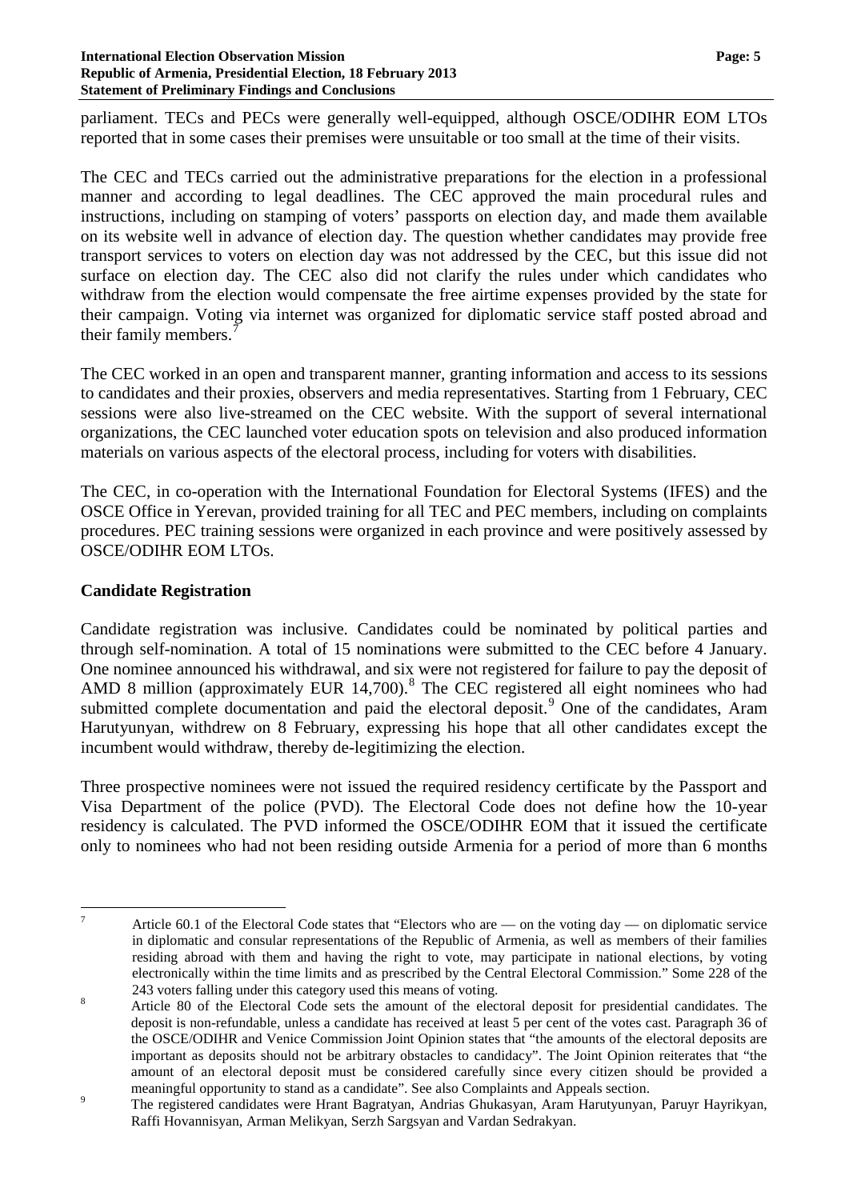parliament. TECs and PECs were generally well-equipped, although OSCE/ODIHR EOM LTOs reported that in some cases their premises were unsuitable or too small at the time of their visits.

The CEC and TECs carried out the administrative preparations for the election in a professional manner and according to legal deadlines. The CEC approved the main procedural rules and instructions, including on stamping of voters' passports on election day, and made them available on its website well in advance of election day. The question whether candidates may provide free transport services to voters on election day was not addressed by the CEC, but this issue did not surface on election day. The CEC also did not clarify the rules under which candidates who withdraw from the election would compensate the free airtime expenses provided by the state for their campaign. Voting via internet was organized for diplomatic service staff posted abroad and their family members.[7]

The CEC worked in an open and transparent manner, granting information and access to its sessions to candidates and their proxies, observers and media representatives. Starting from 1 February, CEC sessions were also live-streamed on the CEC website. With the support of several international organizations, the CEC launched voter education spots on television and also produced information materials on various aspects of the electoral process, including for voters with disabilities.

The CEC, in co-operation with the International Foundation for Electoral Systems (IFES) and the OSCE Office in Yerevan, provided training for all TEC and PEC members, including on complaints procedures. PEC training sessions were organized in each province and were positively assessed by OSCE/ODIHR EOM LTOs.

## Candidate Registration

Candidate registration was inclusive. Candidates could be nominated by political parties and through self-nomination. A total of 15 nominations were submitted to the CEC before 4 January. One nominee announced his withdrawal, and six were not registered for failure to pay the deposit of AMD 8 million (approximately EUR 14,700).[8] The CEC registered all eight nominees who had submitted complete documentation and paid the electoral deposit.[9] One of the candidates, Aram Harutyunyan, withdrew on 8 February, expressing his hope that all other candidates except the incumbent would withdraw, thereby de-legitimizing the election.

Three prospective nominees were not issued the required residency certificate by the Passport and Visa Department of the police (PVD). The Electoral Code does not define how the 10-year residency is calculated. The PVD informed the OSCE/ODIHR EOM that it issued the certificate only to nominees who had not been residing outside Armenia for a period of more than 6 months

---

[7] Article 60.1 of the Electoral Code states that "Electors who are — on the voting day — on diplomatic service in diplomatic and consular representations of the Republic of Armenia, as well as members of their families residing abroad with them and having the right to vote, may participate in national elections, by voting electronically within the time limits and as prescribed by the Central Electoral Commission." Some 228 of the 243 voters falling under this category used this means of voting.

[8] Article 80 of the Electoral Code sets the amount of the electoral deposit for presidential candidates. The deposit is non-refundable, unless a candidate has received at least 5 per cent of the votes cast. Paragraph 36 of the OSCE/ODIHR and Venice Commission Joint Opinion states that "the amounts of the electoral deposits are important as deposits should not be arbitrary obstacles to candidacy". The Joint Opinion reiterates that "the amount of an electoral deposit must be considered carefully since every citizen should be provided a meaningful opportunity to stand as a candidate". See also Complaints and Appeals section.

[9] The registered candidates were Hrant Bagratyan, Andrias Ghukasyan, Aram Harutyunyan, Paruyr Hayrikyan, Raffi Hovannisyan, Arman Melikyan, Serzh Sargsyan and Vardan Sedrakyan.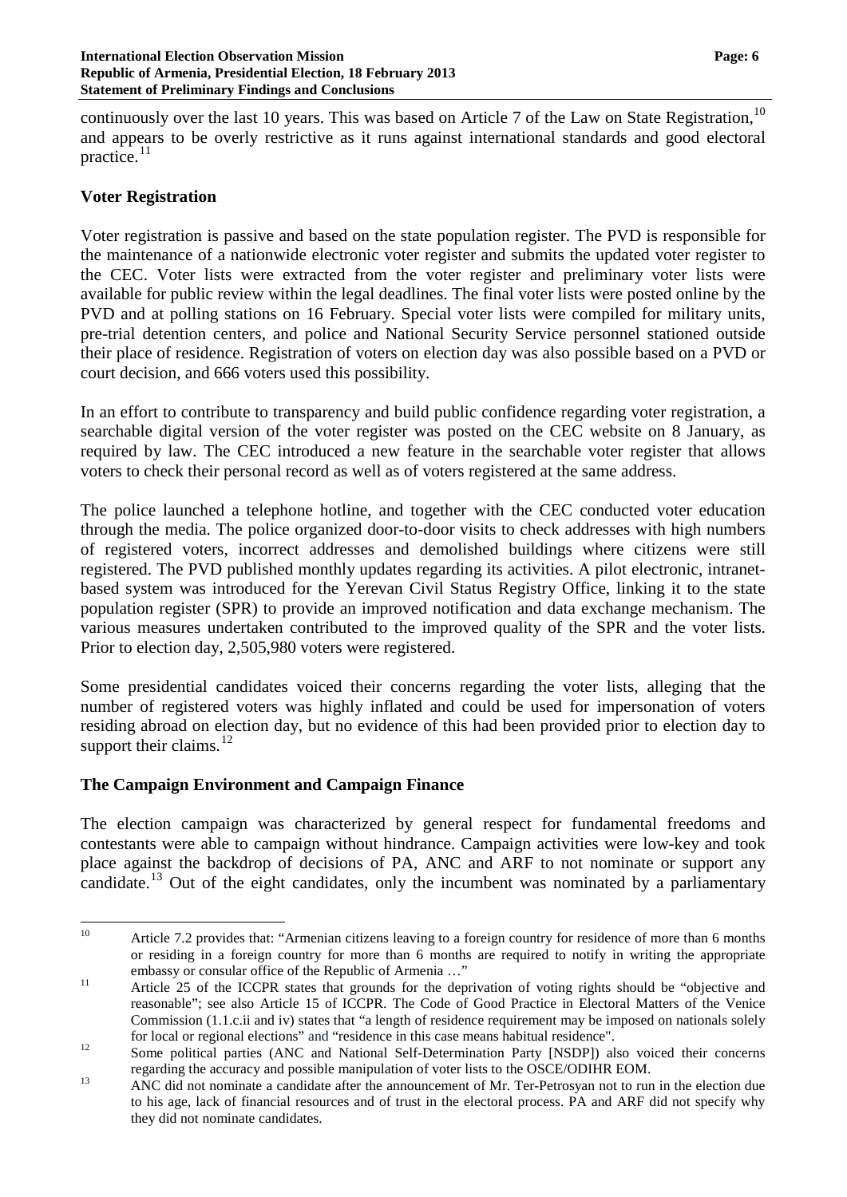continuously over the last 10 years. This was based on Article 7 of the Law on State Registration,[10] and appears to be overly restrictive as it runs against international standards and good electoral practice.[11]

## Voter Registration

Voter registration is passive and based on the state population register. The PVD is responsible for the maintenance of a nationwide electronic voter register and submits the updated voter register to the CEC. Voter lists were extracted from the voter register and preliminary voter lists were available for public review within the legal deadlines. The final voter lists were posted online by the PVD and at polling stations on 16 February. Special voter lists were compiled for military units, pre-trial detention centers, and police and National Security Service personnel stationed outside their place of residence. Registration of voters on election day was also possible based on a PVD or court decision, and 666 voters used this possibility.

In an effort to contribute to transparency and build public confidence regarding voter registration, a searchable digital version of the voter register was posted on the CEC website on 8 January, as required by law. The CEC introduced a new feature in the searchable voter register that allows voters to check their personal record as well as of voters registered at the same address.

The police launched a telephone hotline, and together with the CEC conducted voter education through the media. The police organized door-to-door visits to check addresses with high numbers of registered voters, incorrect addresses and demolished buildings where citizens were still registered. The PVD published monthly updates regarding its activities. A pilot electronic, intranet-based system was introduced for the Yerevan Civil Status Registry Office, linking it to the state population register (SPR) to provide an improved notification and data exchange mechanism. The various measures undertaken contributed to the improved quality of the SPR and the voter lists. Prior to election day, 2,505,980 voters were registered.

Some presidential candidates voiced their concerns regarding the voter lists, alleging that the number of registered voters was highly inflated and could be used for impersonation of voters residing abroad on election day, but no evidence of this had been provided prior to election day to support their claims.[12]

## The Campaign Environment and Campaign Finance

The election campaign was characterized by general respect for fundamental freedoms and contestants were able to campaign without hindrance. Campaign activities were low-key and took place against the backdrop of decisions of PA, ANC and ARF to not nominate or support any candidate.[13] Out of the eight candidates, only the incumbent was nominated by a parliamentary

---

[10] Article 7.2 provides that: "Armenian citizens leaving to a foreign country for residence of more than 6 months or residing in a foreign country for more than 6 months are required to notify in writing the appropriate embassy or consular office of the Republic of Armenia …"

[11] Article 25 of the ICCPR states that grounds for the deprivation of voting rights should be "objective and reasonable"; see also Article 15 of ICCPR. The Code of Good Practice in Electoral Matters of the Venice Commission (1.1.c.ii and iv) states that "a length of residence requirement may be imposed on nationals solely for local or regional elections" and "residence in this case means habitual residence".

[12] Some political parties (ANC and National Self-Determination Party [NSDP]) also voiced their concerns regarding the accuracy and possible manipulation of voter lists to the OSCE/ODIHR EOM.

[13] ANC did not nominate a candidate after the announcement of Mr. Ter-Petrosyan not to run in the election due to his age, lack of financial resources and of trust in the electoral process. PA and ARF did not specify why they did not nominate candidates.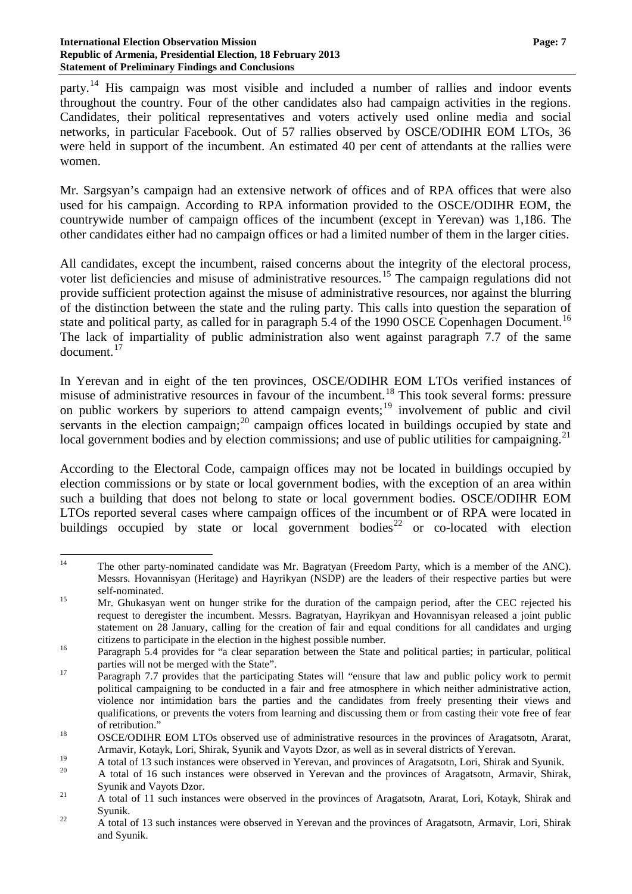party.[14] His campaign was most visible and included a number of rallies and indoor events throughout the country. Four of the other candidates also had campaign activities in the regions. Candidates, their political representatives and voters actively used online media and social networks, in particular Facebook. Out of 57 rallies observed by OSCE/ODIHR EOM LTOs, 36 were held in support of the incumbent. An estimated 40 per cent of attendants at the rallies were women.

Mr. Sargsyan's campaign had an extensive network of offices and of RPA offices that were also used for his campaign. According to RPA information provided to the OSCE/ODIHR EOM, the countrywide number of campaign offices of the incumbent (except in Yerevan) was 1,186. The other candidates either had no campaign offices or had a limited number of them in the larger cities.

All candidates, except the incumbent, raised concerns about the integrity of the electoral process, voter list deficiencies and misuse of administrative resources.[15] The campaign regulations did not provide sufficient protection against the misuse of administrative resources, nor against the blurring of the distinction between the state and the ruling party. This calls into question the separation of state and political party, as called for in paragraph 5.4 of the 1990 OSCE Copenhagen Document.[16] The lack of impartiality of public administration also went against paragraph 7.7 of the same document.[17]

In Yerevan and in eight of the ten provinces, OSCE/ODIHR EOM LTOs verified instances of misuse of administrative resources in favour of the incumbent.[18] This took several forms: pressure on public workers by superiors to attend campaign events;[19] involvement of public and civil servants in the election campaign;[20] campaign offices located in buildings occupied by state and local government bodies and by election commissions; and use of public utilities for campaigning.[21]

According to the Electoral Code, campaign offices may not be located in buildings occupied by election commissions or by state or local government bodies, with the exception of an area within such a building that does not belong to state or local government bodies. OSCE/ODIHR EOM LTOs reported several cases where campaign offices of the incumbent or of RPA were located in buildings occupied by state or local government bodies[22] or co-located with election

---

[14] The other party-nominated candidate was Mr. Bagratyan (Freedom Party, which is a member of the ANC). Messrs. Hovannisyan (Heritage) and Hayrikyan (NSDP) are the leaders of their respective parties but were self-nominated.

[15] Mr. Ghukasyan went on hunger strike for the duration of the campaign period, after the CEC rejected his request to deregister the incumbent. Messrs. Bagratyan, Hayrikyan and Hovannisyan released a joint public statement on 28 January, calling for the creation of fair and equal conditions for all candidates and urging citizens to participate in the election in the highest possible number.

[16] Paragraph 5.4 provides for "a clear separation between the State and political parties; in particular, political parties will not be merged with the State".

[17] Paragraph 7.7 provides that the participating States will "ensure that law and public policy work to permit political campaigning to be conducted in a fair and free atmosphere in which neither administrative action, violence nor intimidation bars the parties and the candidates from freely presenting their views and qualifications, or prevents the voters from learning and discussing them or from casting their vote free of fear of retribution."

[18] OSCE/ODIHR EOM LTOs observed use of administrative resources in the provinces of Aragatsotn, Ararat, Armavir, Kotayk, Lori, Shirak, Syunik and Vayots Dzor, as well as in several districts of Yerevan.

[19] A total of 13 such instances were observed in Yerevan, and provinces of Aragatsotn, Lori, Shirak and Syunik.

[20] A total of 16 such instances were observed in Yerevan and the provinces of Aragatsotn, Armavir, Shirak, Syunik and Vayots Dzor.

[21] A total of 11 such instances were observed in the provinces of Aragatsotn, Ararat, Lori, Kotayk, Shirak and Syunik.

[22] A total of 13 such instances were observed in Yerevan and the provinces of Aragatsotn, Armavir, Lori, Shirak and Syunik.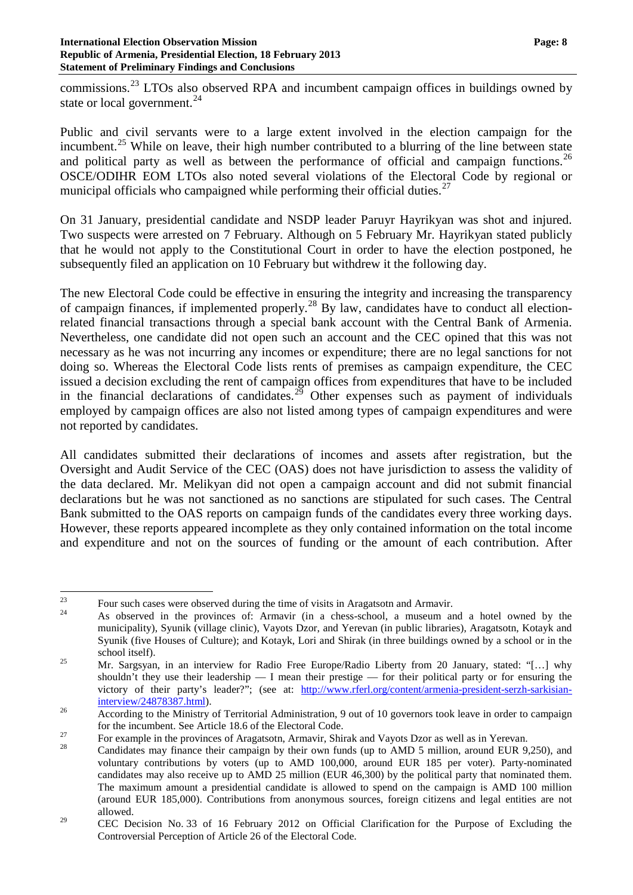commissions.[23] LTOs also observed RPA and incumbent campaign offices in buildings owned by state or local government.[24]

Public and civil servants were to a large extent involved in the election campaign for the incumbent.[25] While on leave, their high number contributed to a blurring of the line between state and political party as well as between the performance of official and campaign functions.[26] OSCE/ODIHR EOM LTOs also noted several violations of the Electoral Code by regional or municipal officials who campaigned while performing their official duties.[27]

On 31 January, presidential candidate and NSDP leader Paruyr Hayrikyan was shot and injured. Two suspects were arrested on 7 February. Although on 5 February Mr. Hayrikyan stated publicly that he would not apply to the Constitutional Court in order to have the election postponed, he subsequently filed an application on 10 February but withdrew it the following day.

The new Electoral Code could be effective in ensuring the integrity and increasing the transparency of campaign finances, if implemented properly.[28] By law, candidates have to conduct all election-related financial transactions through a special bank account with the Central Bank of Armenia. Nevertheless, one candidate did not open such an account and the CEC opined that this was not necessary as he was not incurring any incomes or expenditure; there are no legal sanctions for not doing so. Whereas the Electoral Code lists rents of premises as campaign expenditure, the CEC issued a decision excluding the rent of campaign offices from expenditures that have to be included in the financial declarations of candidates.[29] Other expenses such as payment of individuals employed by campaign offices are also not listed among types of campaign expenditures and were not reported by candidates.

All candidates submitted their declarations of incomes and assets after registration, but the Oversight and Audit Service of the CEC (OAS) does not have jurisdiction to assess the validity of the data declared. Mr. Melikyan did not open a campaign account and did not submit financial declarations but he was not sanctioned as no sanctions are stipulated for such cases. The Central Bank submitted to the OAS reports on campaign funds of the candidates every three working days. However, these reports appeared incomplete as they only contained information on the total income and expenditure and not on the sources of funding or the amount of each contribution. After

---

[23] Four such cases were observed during the time of visits in Aragatsotn and Armavir.

[24] As observed in the provinces of: Armavir (in a chess-school, a museum and a hotel owned by the municipality), Syunik (village clinic), Vayots Dzor, and Yerevan (in public libraries), Aragatsotn, Kotayk and Syunik (five Houses of Culture); and Kotayk, Lori and Shirak (in three buildings owned by a school or in the school itself).

[25] Mr. Sargsyan, in an interview for Radio Free Europe/Radio Liberty from 20 January, stated: "[…] why shouldn't they use their leadership — I mean their prestige — for their political party or for ensuring the victory of their party's leader?"; (see at: http://www.rferl.org/content/armenia-president-serzh-sarkisian-interview/24878387.html).

[26] According to the Ministry of Territorial Administration, 9 out of 10 governors took leave in order to campaign for the incumbent. See Article 18.6 of the Electoral Code.

[27] For example in the provinces of Aragatsotn, Armavir, Shirak and Vayots Dzor as well as in Yerevan.

[28] Candidates may finance their campaign by their own funds (up to AMD 5 million, around EUR 9,250), and voluntary contributions by voters (up to AMD 100,000, around EUR 185 per voter). Party-nominated candidates may also receive up to AMD 25 million (EUR 46,300) by the political party that nominated them. The maximum amount a presidential candidate is allowed to spend on the campaign is AMD 100 million (around EUR 185,000). Contributions from anonymous sources, foreign citizens and legal entities are not allowed.

[29] CEC Decision No. 33 of 16 February 2012 on Official Clarification for the Purpose of Excluding the Controversial Perception of Article 26 of the Electoral Code.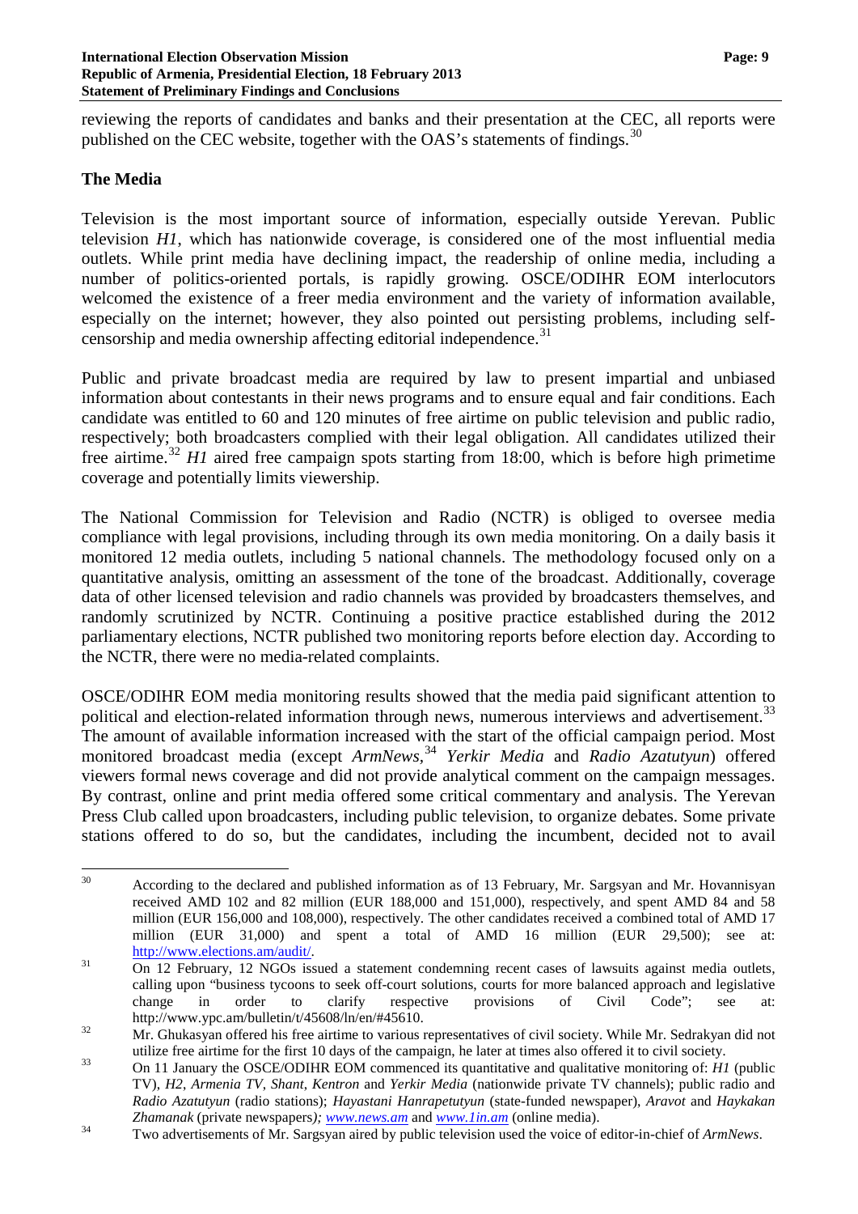reviewing the reports of candidates and banks and their presentation at the CEC, all reports were published on the CEC website, together with the OAS's statements of findings.[30]

## The Media

Television is the most important source of information, especially outside Yerevan. Public television *H1*, which has nationwide coverage, is considered one of the most influential media outlets. While print media have declining impact, the readership of online media, including a number of politics-oriented portals, is rapidly growing. OSCE/ODIHR EOM interlocutors welcomed the existence of a freer media environment and the variety of information available, especially on the internet; however, they also pointed out persisting problems, including self-censorship and media ownership affecting editorial independence.[31]

Public and private broadcast media are required by law to present impartial and unbiased information about contestants in their news programs and to ensure equal and fair conditions. Each candidate was entitled to 60 and 120 minutes of free airtime on public television and public radio, respectively; both broadcasters complied with their legal obligation. All candidates utilized their free airtime.[32] *H1* aired free campaign spots starting from 18:00, which is before high primetime coverage and potentially limits viewership.

The National Commission for Television and Radio (NCTR) is obliged to oversee media compliance with legal provisions, including through its own media monitoring. On a daily basis it monitored 12 media outlets, including 5 national channels. The methodology focused only on a quantitative analysis, omitting an assessment of the tone of the broadcast. Additionally, coverage data of other licensed television and radio channels was provided by broadcasters themselves, and randomly scrutinized by NCTR. Continuing a positive practice established during the 2012 parliamentary elections, NCTR published two monitoring reports before election day. According to the NCTR, there were no media-related complaints.

OSCE/ODIHR EOM media monitoring results showed that the media paid significant attention to political and election-related information through news, numerous interviews and advertisement.[33] The amount of available information increased with the start of the official campaign period. Most monitored broadcast media (except *ArmNews*,[34] *Yerkir Media* and *Radio Azatutyun*) offered viewers formal news coverage and did not provide analytical comment on the campaign messages. By contrast, online and print media offered some critical commentary and analysis. The Yerevan Press Club called upon broadcasters, including public television, to organize debates. Some private stations offered to do so, but the candidates, including the incumbent, decided not to avail

---

[30] According to the declared and published information as of 13 February, Mr. Sargsyan and Mr. Hovannisyan received AMD 102 and 82 million (EUR 188,000 and 151,000), respectively, and spent AMD 84 and 58 million (EUR 156,000 and 108,000), respectively. The other candidates received a combined total of AMD 17 million (EUR 31,000) and spent a total of AMD 16 million (EUR 29,500); see at: http://www.elections.am/audit/.

[31] On 12 February, 12 NGOs issued a statement condemning recent cases of lawsuits against media outlets, calling upon "business tycoons to seek off-court solutions, courts for more balanced approach and legislative change in order to clarify respective provisions of Civil Code"; see at: http://www.ypc.am/bulletin/t/45608/ln/en/#45610.

[32] Mr. Ghukasyan offered his free airtime to various representatives of civil society. While Mr. Sedrakyan did not utilize free airtime for the first 10 days of the campaign, he later at times also offered it to civil society.

[33] On 11 January the OSCE/ODIHR EOM commenced its quantitative and qualitative monitoring of: *H1* (public TV), *H2*, *Armenia TV*, *Shant*, *Kentron* and *Yerkir Media* (nationwide private TV channels); public radio and *Radio Azatutyun* (radio stations); *Hayastani Hanrapetutyun* (state-funded newspaper), *Aravot* and *Haykakan Zhamanak* (private newspapers*); www.news.am* and *www.1in.am* (online media).

[34] Two advertisements of Mr. Sargsyan aired by public television used the voice of editor-in-chief of *ArmNews*.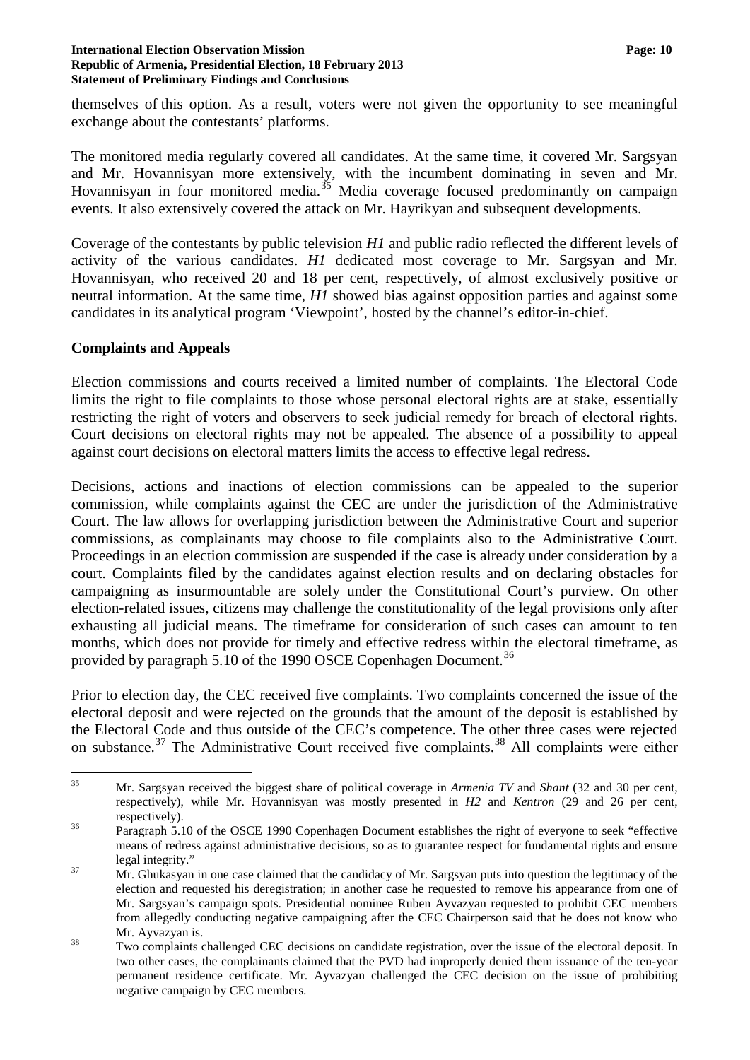themselves of this option. As a result, voters were not given the opportunity to see meaningful exchange about the contestants' platforms.

The monitored media regularly covered all candidates. At the same time, it covered Mr. Sargsyan and Mr. Hovannisyan more extensively, with the incumbent dominating in seven and Mr. Hovannisyan in four monitored media.[35] Media coverage focused predominantly on campaign events. It also extensively covered the attack on Mr. Hayrikyan and subsequent developments.

Coverage of the contestants by public television *H1* and public radio reflected the different levels of activity of the various candidates. *H1* dedicated most coverage to Mr. Sargsyan and Mr. Hovannisyan, who received 20 and 18 per cent, respectively, of almost exclusively positive or neutral information. At the same time, *H1* showed bias against opposition parties and against some candidates in its analytical program 'Viewpoint', hosted by the channel's editor-in-chief.

## Complaints and Appeals

Election commissions and courts received a limited number of complaints. The Electoral Code limits the right to file complaints to those whose personal electoral rights are at stake, essentially restricting the right of voters and observers to seek judicial remedy for breach of electoral rights. Court decisions on electoral rights may not be appealed. The absence of a possibility to appeal against court decisions on electoral matters limits the access to effective legal redress.

Decisions, actions and inactions of election commissions can be appealed to the superior commission, while complaints against the CEC are under the jurisdiction of the Administrative Court. The law allows for overlapping jurisdiction between the Administrative Court and superior commissions, as complainants may choose to file complaints also to the Administrative Court. Proceedings in an election commission are suspended if the case is already under consideration by a court. Complaints filed by the candidates against election results and on declaring obstacles for campaigning as insurmountable are solely under the Constitutional Court's purview. On other election-related issues, citizens may challenge the constitutionality of the legal provisions only after exhausting all judicial means. The timeframe for consideration of such cases can amount to ten months, which does not provide for timely and effective redress within the electoral timeframe, as provided by paragraph 5.10 of the 1990 OSCE Copenhagen Document.[36]

Prior to election day, the CEC received five complaints. Two complaints concerned the issue of the electoral deposit and were rejected on the grounds that the amount of the deposit is established by the Electoral Code and thus outside of the CEC's competence. The other three cases were rejected on substance.[37] The Administrative Court received five complaints.[38] All complaints were either

---

[35] Mr. Sargsyan received the biggest share of political coverage in *Armenia TV* and *Shant* (32 and 30 per cent, respectively), while Mr. Hovannisyan was mostly presented in *H2* and *Kentron* (29 and 26 per cent, respectively).

[36] Paragraph 5.10 of the OSCE 1990 Copenhagen Document establishes the right of everyone to seek "effective means of redress against administrative decisions, so as to guarantee respect for fundamental rights and ensure legal integrity."

[37] Mr. Ghukasyan in one case claimed that the candidacy of Mr. Sargsyan puts into question the legitimacy of the election and requested his deregistration; in another case he requested to remove his appearance from one of Mr. Sargsyan's campaign spots. Presidential nominee Ruben Ayvazyan requested to prohibit CEC members from allegedly conducting negative campaigning after the CEC Chairperson said that he does not know who Mr. Ayvazyan is.

[38] Two complaints challenged CEC decisions on candidate registration, over the issue of the electoral deposit. In two other cases, the complainants claimed that the PVD had improperly denied them issuance of the ten-year permanent residence certificate. Mr. Ayvazyan challenged the CEC decision on the issue of prohibiting negative campaign by CEC members.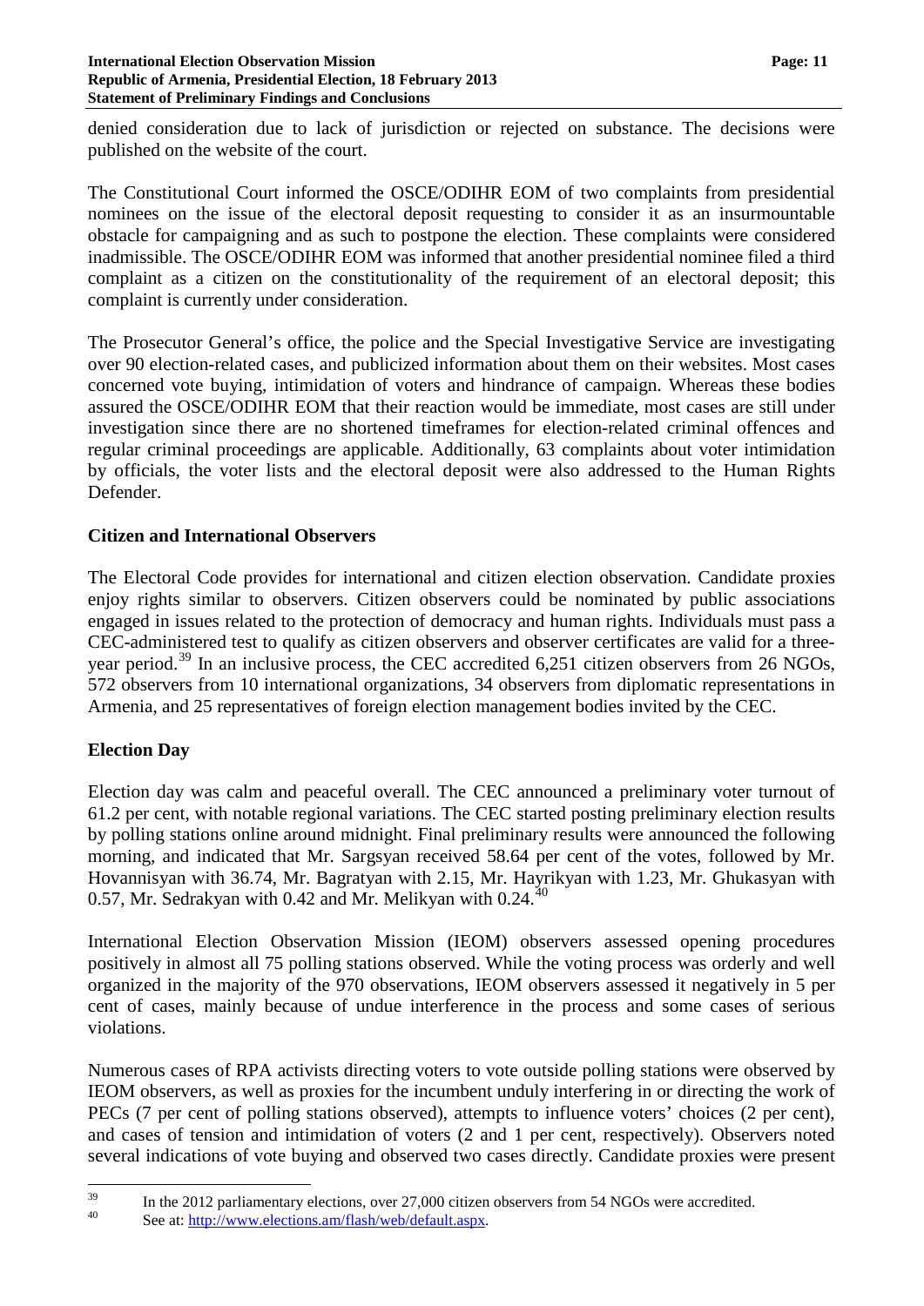denied consideration due to lack of jurisdiction or rejected on substance. The decisions were published on the website of the court.

The Constitutional Court informed the OSCE/ODIHR EOM of two complaints from presidential nominees on the issue of the electoral deposit requesting to consider it as an insurmountable obstacle for campaigning and as such to postpone the election. These complaints were considered inadmissible. The OSCE/ODIHR EOM was informed that another presidential nominee filed a third complaint as a citizen on the constitutionality of the requirement of an electoral deposit; this complaint is currently under consideration.

The Prosecutor General's office, the police and the Special Investigative Service are investigating over 90 election-related cases, and publicized information about them on their websites. Most cases concerned vote buying, intimidation of voters and hindrance of campaign. Whereas these bodies assured the OSCE/ODIHR EOM that their reaction would be immediate, most cases are still under investigation since there are no shortened timeframes for election-related criminal offences and regular criminal proceedings are applicable. Additionally, 63 complaints about voter intimidation by officials, the voter lists and the electoral deposit were also addressed to the Human Rights Defender.

## Citizen and International Observers

The Electoral Code provides for international and citizen election observation. Candidate proxies enjoy rights similar to observers. Citizen observers could be nominated by public associations engaged in issues related to the protection of democracy and human rights. Individuals must pass a CEC-administered test to qualify as citizen observers and observer certificates are valid for a three-year period.[39] In an inclusive process, the CEC accredited 6,251 citizen observers from 26 NGOs, 572 observers from 10 international organizations, 34 observers from diplomatic representations in Armenia, and 25 representatives of foreign election management bodies invited by the CEC.

## Election Day

Election day was calm and peaceful overall. The CEC announced a preliminary voter turnout of 61.2 per cent, with notable regional variations. The CEC started posting preliminary election results by polling stations online around midnight. Final preliminary results were announced the following morning, and indicated that Mr. Sargsyan received 58.64 per cent of the votes, followed by Mr. Hovannisyan with 36.74, Mr. Bagratyan with 2.15, Mr. Hayrikyan with 1.23, Mr. Ghukasyan with 0.57, Mr. Sedrakyan with 0.42 and Mr. Melikyan with 0.24.[40]

International Election Observation Mission (IEOM) observers assessed opening procedures positively in almost all 75 polling stations observed. While the voting process was orderly and well organized in the majority of the 970 observations, IEOM observers assessed it negatively in 5 per cent of cases, mainly because of undue interference in the process and some cases of serious violations.

Numerous cases of RPA activists directing voters to vote outside polling stations were observed by IEOM observers, as well as proxies for the incumbent unduly interfering in or directing the work of PECs (7 per cent of polling stations observed), attempts to influence voters' choices (2 per cent), and cases of tension and intimidation of voters (2 and 1 per cent, respectively). Observers noted several indications of vote buying and observed two cases directly. Candidate proxies were present

---

[39] In the 2012 parliamentary elections, over 27,000 citizen observers from 54 NGOs were accredited.

[40] See at: http://www.elections.am/flash/web/default.aspx.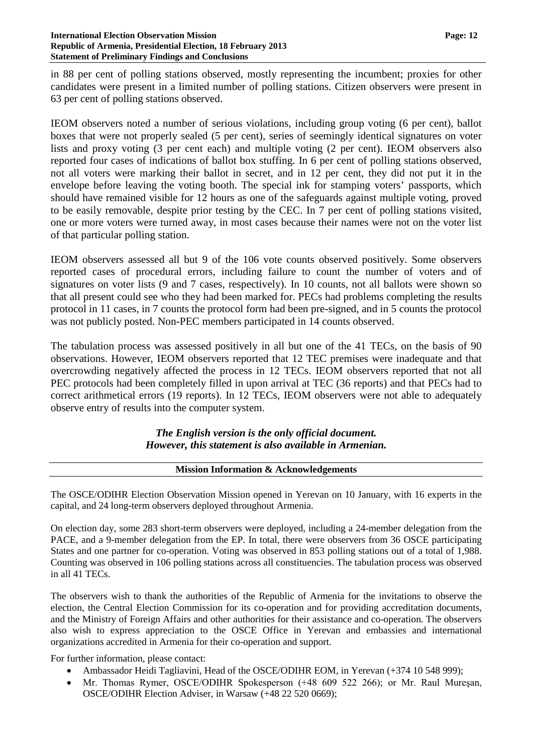in 88 per cent of polling stations observed, mostly representing the incumbent; proxies for other candidates were present in a limited number of polling stations. Citizen observers were present in 63 per cent of polling stations observed.

IEOM observers noted a number of serious violations, including group voting (6 per cent), ballot boxes that were not properly sealed (5 per cent), series of seemingly identical signatures on voter lists and proxy voting (3 per cent each) and multiple voting (2 per cent). IEOM observers also reported four cases of indications of ballot box stuffing. In 6 per cent of polling stations observed, not all voters were marking their ballot in secret, and in 12 per cent, they did not put it in the envelope before leaving the voting booth. The special ink for stamping voters' passports, which should have remained visible for 12 hours as one of the safeguards against multiple voting, proved to be easily removable, despite prior testing by the CEC. In 7 per cent of polling stations visited, one or more voters were turned away, in most cases because their names were not on the voter list of that particular polling station.

IEOM observers assessed all but 9 of the 106 vote counts observed positively. Some observers reported cases of procedural errors, including failure to count the number of voters and of signatures on voter lists (9 and 7 cases, respectively). In 10 counts, not all ballots were shown so that all present could see who they had been marked for. PECs had problems completing the results protocol in 11 cases, in 7 counts the protocol form had been pre-signed, and in 5 counts the protocol was not publicly posted. Non-PEC members participated in 14 counts observed.

The tabulation process was assessed positively in all but one of the 41 TECs, on the basis of 90 observations. However, IEOM observers reported that 12 TEC premises were inadequate and that overcrowding negatively affected the process in 12 TECs. IEOM observers reported that not all PEC protocols had been completely filled in upon arrival at TEC (36 reports) and that PECs had to correct arithmetical errors (19 reports). In 12 TECs, IEOM observers were not able to adequately observe entry of results into the computer system.

***The English version is the only official document.***
***However, this statement is also available in Armenian.***

## Mission Information & Acknowledgements

The OSCE/ODIHR Election Observation Mission opened in Yerevan on 10 January, with 16 experts in the capital, and 24 long-term observers deployed throughout Armenia.

On election day, some 283 short-term observers were deployed, including a 24-member delegation from the PACE, and a 9-member delegation from the EP. In total, there were observers from 36 OSCE participating States and one partner for co-operation. Voting was observed in 853 polling stations out of a total of 1,988. Counting was observed in 106 polling stations across all constituencies. The tabulation process was observed in all 41 TECs.

The observers wish to thank the authorities of the Republic of Armenia for the invitations to observe the election, the Central Election Commission for its co-operation and for providing accreditation documents, and the Ministry of Foreign Affairs and other authorities for their assistance and co-operation. The observers also wish to express appreciation to the OSCE Office in Yerevan and embassies and international organizations accredited in Armenia for their co-operation and support.

For further information, please contact:

- Ambassador Heidi Tagliavini, Head of the OSCE/ODIHR EOM, in Yerevan (+374 10 548 999);
- Mr. Thomas Rymer, OSCE/ODIHR Spokesperson (+48 609 522 266); or Mr. Raul Mureşan, OSCE/ODIHR Election Adviser, in Warsaw (+48 22 520 0669);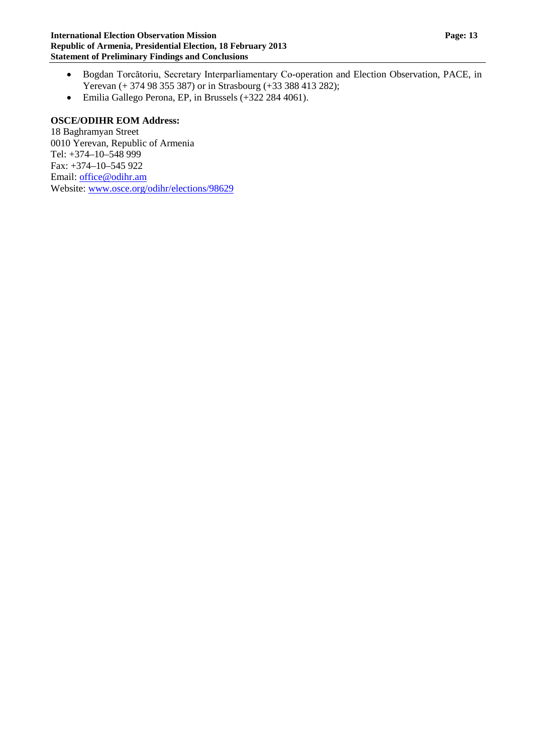- Bogdan Torcătoriu, Secretary Interparliamentary Co-operation and Election Observation, PACE, in Yerevan (+ 374 98 355 387) or in Strasbourg (+33 388 413 282);
- Emilia Gallego Perona, EP, in Brussels (+322 284 4061).

**OSCE/ODIHR EOM Address:**
18 Baghramyan Street
0010 Yerevan, Republic of Armenia
Tel: +374–10–548 999
Fax: +374–10–545 922
Email: office@odihr.am
Website: www.osce.org/odihr/elections/98629